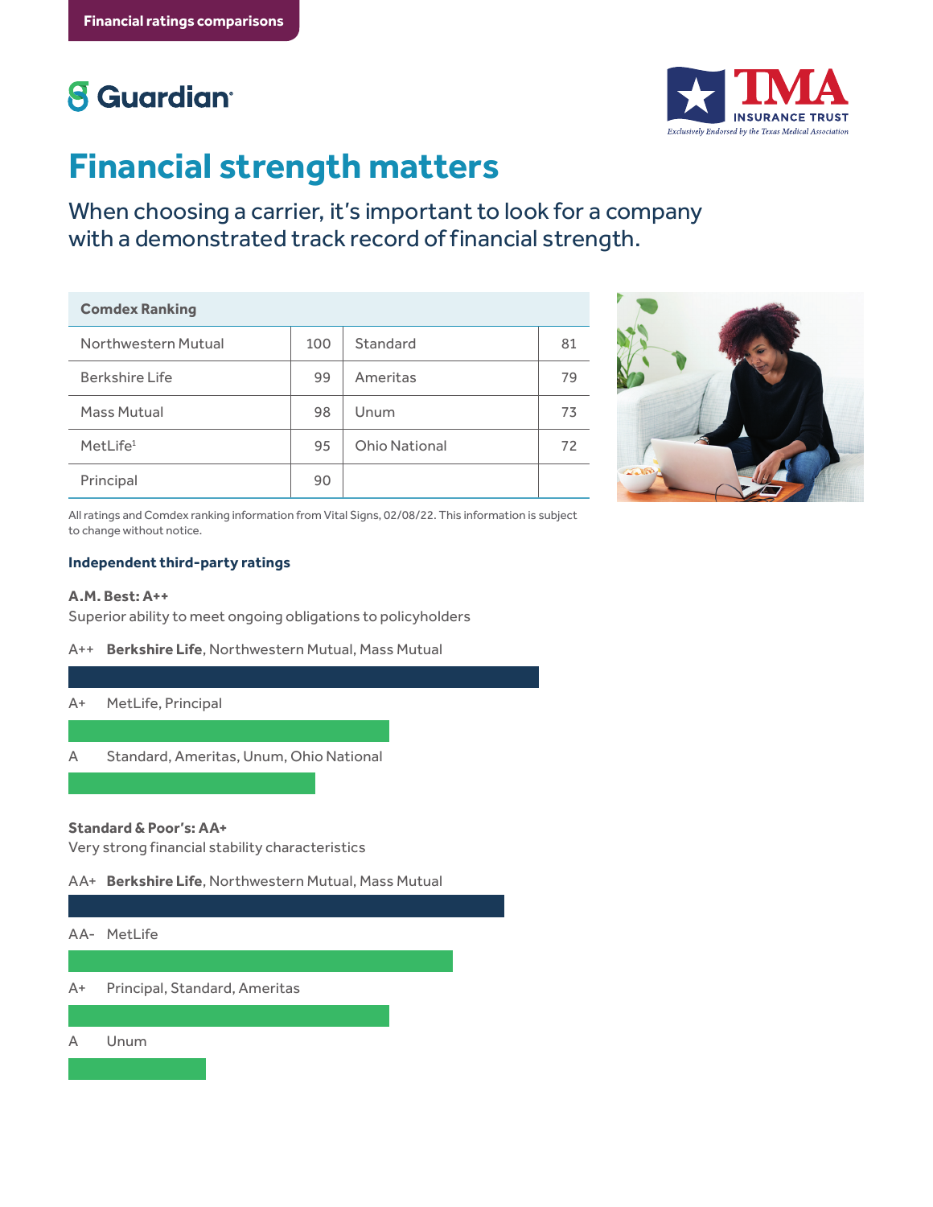Financial ratings comparisons

Guardian

TMA INSURANCE TRUST
*Exclusively Endorsed by the Texas Medical Association*

# Financial strength matters

When choosing a carrier, it's important to look for a company with a demonstrated track record of financial strength.

| Comdex Ranking | | | |
|---|---|---|---|
| Northwestern Mutual | 100 | Standard | 81 |
| Berkshire Life | 99 | Ameritas | 79 |
| Mass Mutual | 98 | Unum | 73 |
| MetLife[1] | 95 | Ohio National | 72 |
| Principal | 90 | | |

All ratings and Comdex ranking information from Vital Signs, 02/08/22. This information is subject to change without notice.

### Independent third-party ratings

**A.M. Best: A++**
Superior ability to meet ongoing obligations to policyholders

A++ **Berkshire Life**, Northwestern Mutual, Mass Mutual

A+ MetLife, Principal

A Standard, Ameritas, Unum, Ohio National

**Standard & Poor's: AA+**
Very strong financial stability characteristics

AA+ **Berkshire Life**, Northwestern Mutual, Mass Mutual

AA- MetLife

A+ Principal, Standard, Ameritas

A Unum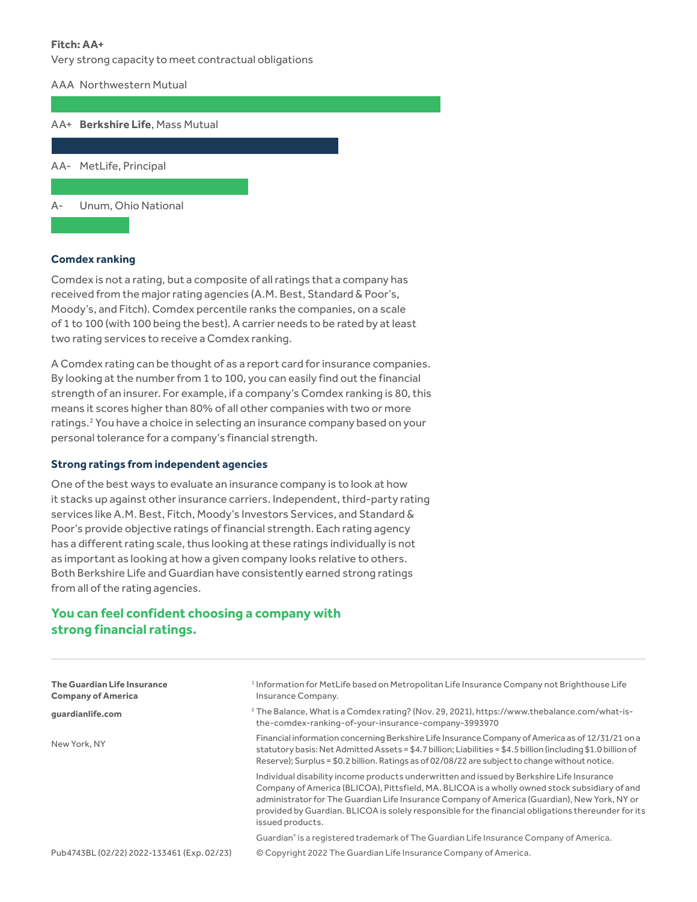**Fitch: AA+**

Very strong capacity to meet contractual obligations

AAA Northwestern Mutual

AA+ **Berkshire Life**, Mass Mutual

AA- MetLife, Principal

A- Unum, Ohio National

### Comdex ranking

Comdex is not a rating, but a composite of all ratings that a company has received from the major rating agencies (A.M. Best, Standard & Poor's, Moody's, and Fitch). Comdex percentile ranks the companies, on a scale of 1 to 100 (with 100 being the best). A carrier needs to be rated by at least two rating services to receive a Comdex ranking.

A Comdex rating can be thought of as a report card for insurance companies. By looking at the number from 1 to 100, you can easily find out the financial strength of an insurer. For example, if a company's Comdex ranking is 80, this means it scores higher than 80% of all other companies with two or more ratings.[2] You have a choice in selecting an insurance company based on your personal tolerance for a company's financial strength.

### Strong ratings from independent agencies

One of the best ways to evaluate an insurance company is to look at how it stacks up against other insurance carriers. Independent, third-party rating services like A.M. Best, Fitch, Moody's Investors Services, and Standard & Poor's provide objective ratings of financial strength. Each rating agency has a different rating scale, thus looking at these ratings individually is not as important as looking at how a given company looks relative to others. Both Berkshire Life and Guardian have consistently earned strong ratings from all of the rating agencies.

**You can feel confident choosing a company with strong financial ratings.**

---

**The Guardian Life Insurance Company of America**

**guardianlife.com**

New York, NY

[1] Information for MetLife based on Metropolitan Life Insurance Company not Brighthouse Life Insurance Company.

[2] The Balance, What is a Comdex rating? (Nov. 29, 2021), https://www.thebalance.com/what-is-the-comdex-ranking-of-your-insurance-company-3993970

Financial information concerning Berkshire Life Insurance Company of America as of 12/31/21 on a statutory basis: Net Admitted Assets = $4.7 billion; Liabilities = $4.5 billion (including $1.0 billion of Reserve); Surplus = $0.2 billion. Ratings as of 02/08/22 are subject to change without notice.

Individual disability income products underwritten and issued by Berkshire Life Insurance Company of America (BLICOA), Pittsfield, MA. BLICOA is a wholly owned stock subsidiary of and administrator for The Guardian Life Insurance Company of America (Guardian), New York, NY or provided by Guardian. BLICOA is solely responsible for the financial obligations thereunder for its issued products.

Guardian® is a registered trademark of The Guardian Life Insurance Company of America.

Pub4743BL (02/22) 2022-133461 (Exp. 02/23)

© Copyright 2022 The Guardian Life Insurance Company of America.